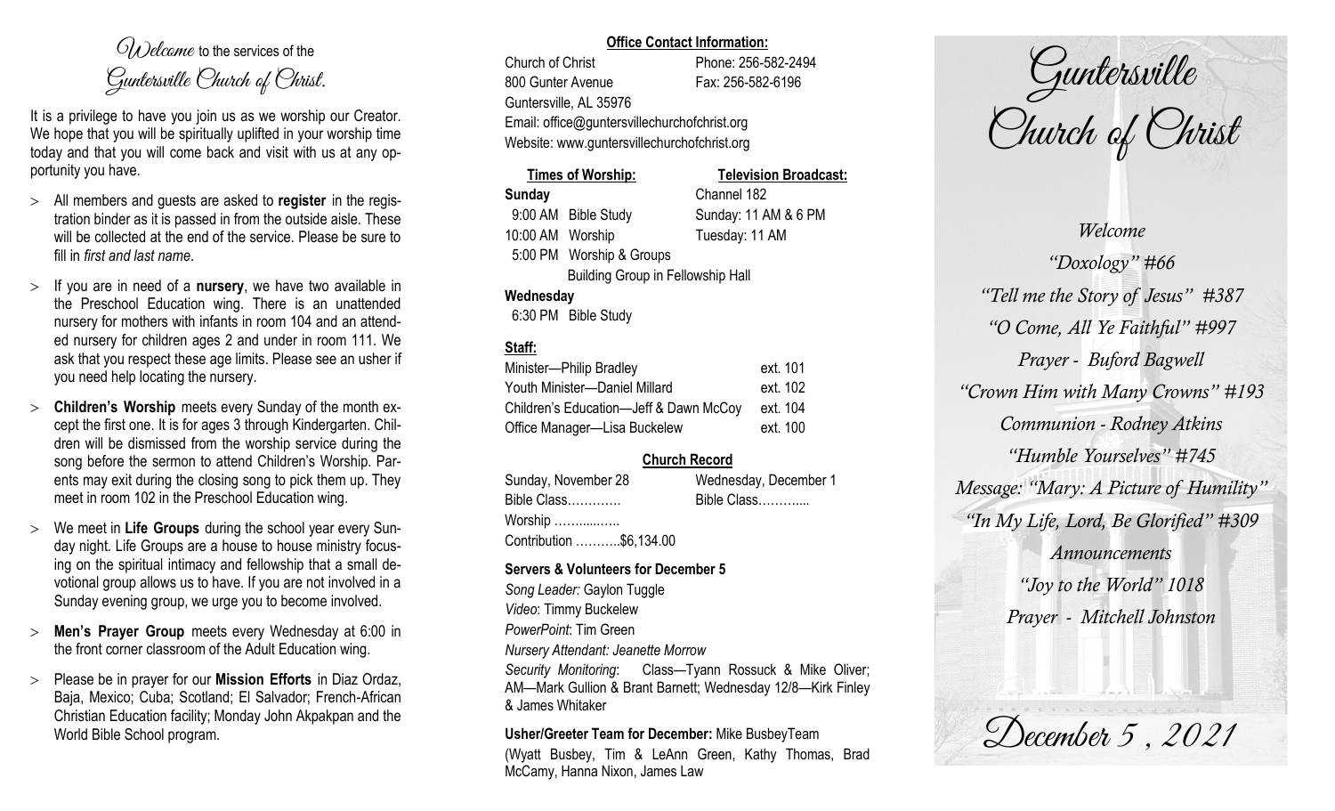*Welcome* to the services of the
*Guntersville Church of Christ.*

It is a privilege to have you join us as we worship our Creator. We hope that you will be spiritually uplifted in your worship time today and that you will come back and visit with us at any opportunity you have.

- All members and guests are asked to **register** in the registration binder as it is passed in from the outside aisle. These will be collected at the end of the service. Please be sure to fill in *first and last name*.
- If you are in need of a **nursery**, we have two available in the Preschool Education wing. There is an unattended nursery for mothers with infants in room 104 and an attended nursery for children ages 2 and under in room 111. We ask that you respect these age limits. Please see an usher if you need help locating the nursery.
- **Children's Worship** meets every Sunday of the month except the first one. It is for ages 3 through Kindergarten. Children will be dismissed from the worship service during the song before the sermon to attend Children's Worship. Parents may exit during the closing song to pick them up. They meet in room 102 in the Preschool Education wing.
- We meet in **Life Groups** during the school year every Sunday night. Life Groups are a house to house ministry focusing on the spiritual intimacy and fellowship that a small devotional group allows us to have. If you are not involved in a Sunday evening group, we urge you to become involved.
- **Men's Prayer Group** meets every Wednesday at 6:00 in the front corner classroom of the Adult Education wing.
- Please be in prayer for our **Mission Efforts** in Diaz Ordaz, Baja, Mexico; Cuba; Scotland; El Salvador; French-African Christian Education facility; Monday John Akpakpan and the World Bible School program.

**Office Contact Information:**

Church of Christ — Phone: 256-582-2494
800 Gunter Avenue — Fax: 256-582-6196
Guntersville, AL 35976
Email: office@guntersvillechurchofchrist.org
Website: www.guntersvillechurchofchrist.org

**Times of Worship:**

**Sunday**
9:00 AM Bible Study
10:00 AM Worship
5:00 PM Worship & Groups
Building Group in Fellowship Hall

**Wednesday**
6:30 PM Bible Study

**Television Broadcast:**
Channel 182
Sunday: 11 AM & 6 PM
Tuesday: 11 AM

**Staff:**

| | |
|---|---|
| Minister—Philip Bradley | ext. 101 |
| Youth Minister—Daniel Millard | ext. 102 |
| Children's Education—Jeff & Dawn McCoy | ext. 104 |
| Office Manager—Lisa Buckelew | ext. 100 |

**Church Record**

| Sunday, November 28 | Wednesday, December 1 |
|---|---|
| Bible Class………… | Bible Class……….... |
| Worship ……..……. | |
| Contribution ………..$6,134.00 | |

**Servers & Volunteers for December 5**

*Song Leader:* Gaylon Tuggle
*Video*: Timmy Buckelew
*PowerPoint*: Tim Green
*Nursery Attendant: Jeanette Morrow*
*Security Monitoring*: Class—Tyann Rossuck & Mike Oliver; AM—Mark Gullion & Brant Barnett; Wednesday 12/8—Kirk Finley & James Whitaker

**Usher/Greeter Team for December:** Mike BusbeyTeam
(Wyatt Busbey, Tim & LeAnn Green, Kathy Thomas, Brad McCamy, Hanna Nixon, James Law

# Guntersville Church of Christ

*Welcome*
*"Doxology" #66*
*"Tell me the Story of Jesus" #387*
*"O Come, All Ye Faithful" #997*
*Prayer - Buford Bagwell*
*"Crown Him with Many Crowns" #193*
*Communion - Rodney Atkins*
*"Humble Yourselves" #745*
*Message: "Mary: A Picture of Humility"*
*"In My Life, Lord, Be Glorified" #309*
*Announcements*
*"Joy to the World" 1018*
*Prayer - Mitchell Johnston*

*December 5 , 2021*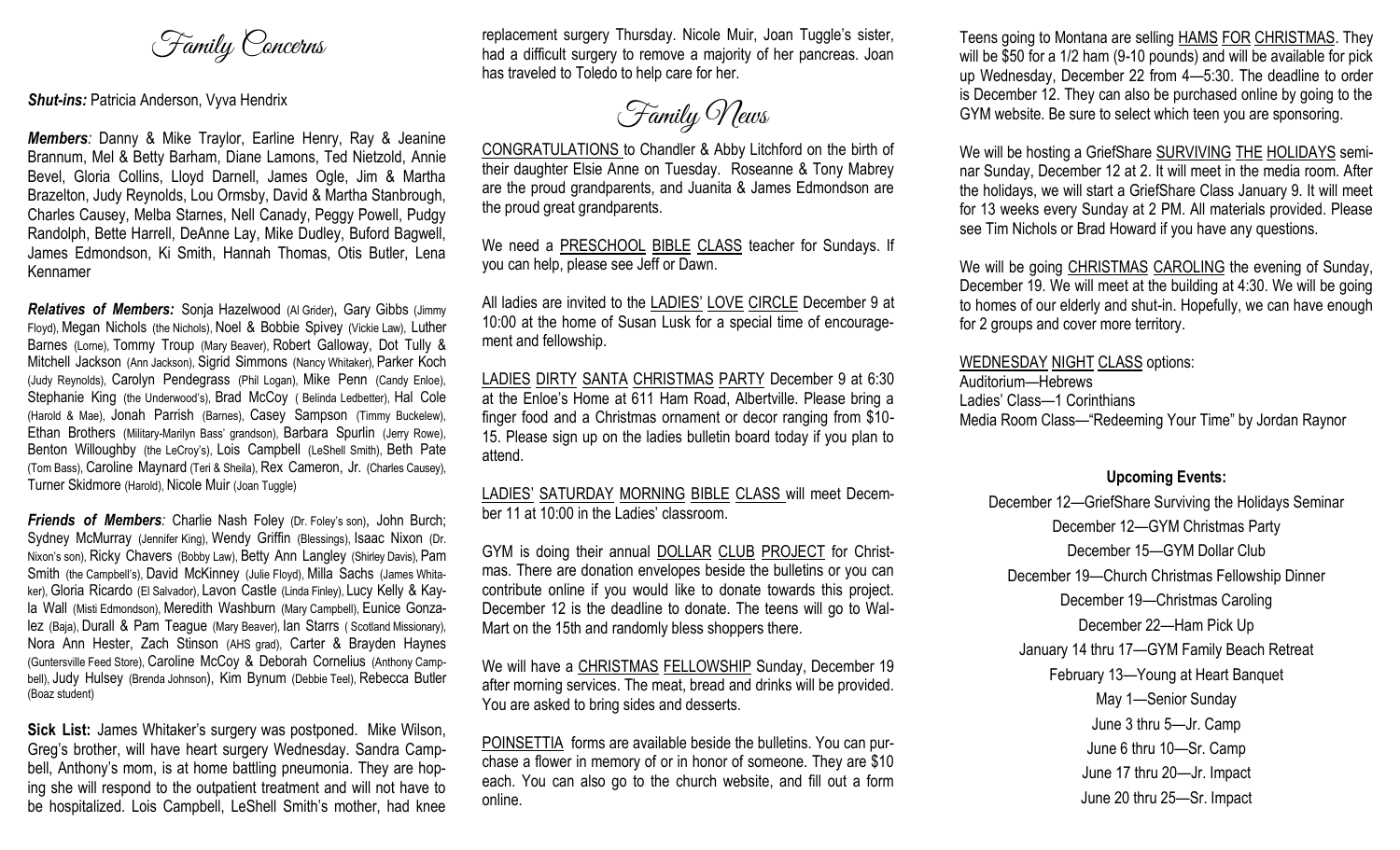# Family Concerns

***Shut-ins:*** Patricia Anderson, Vyva Hendrix

***Members:*** Danny & Mike Traylor, Earline Henry, Ray & Jeanine Brannum, Mel & Betty Barham, Diane Lamons, Ted Nietzold, Annie Bevel, Gloria Collins, Lloyd Darnell, James Ogle, Jim & Martha Brazelton, Judy Reynolds, Lou Ormsby, David & Martha Stanbrough, Charles Causey, Melba Starnes, Nell Canady, Peggy Powell, Pudgy Randolph, Bette Harrell, DeAnne Lay, Mike Dudley, Buford Bagwell, James Edmondson, Ki Smith, Hannah Thomas, Otis Butler, Lena Kennamer

***Relatives of Members:*** Sonja Hazelwood (Al Grider), Gary Gibbs (Jimmy Floyd), Megan Nichols (the Nichols), Noel & Bobbie Spivey (Vickie Law), Luther Barnes (Lorne), Tommy Troup (Mary Beaver), Robert Galloway, Dot Tully & Mitchell Jackson (Ann Jackson), Sigrid Simmons (Nancy Whitaker), Parker Koch (Judy Reynolds), Carolyn Pendegrass (Phil Logan), Mike Penn (Candy Enloe), Stephanie King (the Underwood's), Brad McCoy ( Belinda Ledbetter), Hal Cole (Harold & Mae), Jonah Parrish (Barnes), Casey Sampson (Timmy Buckelew), Ethan Brothers (Military-Marilyn Bass' grandson), Barbara Spurlin (Jerry Rowe), Benton Willoughby (the LeCroy's), Lois Campbell (LeShell Smith), Beth Pate (Tom Bass), Caroline Maynard (Teri & Sheila), Rex Cameron, Jr. (Charles Causey), Turner Skidmore (Harold), Nicole Muir (Joan Tuggle)

***Friends of Members:*** Charlie Nash Foley (Dr. Foley's son), John Burch; Sydney McMurray (Jennifer King), Wendy Griffin (Blessings), Isaac Nixon (Dr. Nixon's son), Ricky Chavers (Bobby Law), Betty Ann Langley (Shirley Davis), Pam Smith (the Campbell's), David McKinney (Julie Floyd), Milla Sachs (James Whitaker), Gloria Ricardo (El Salvador), Lavon Castle (Linda Finley), Lucy Kelly & Kayla Wall (Misti Edmondson), Meredith Washburn (Mary Campbell), Eunice Gonzalez (Baja), Durall & Pam Teague (Mary Beaver), Ian Starrs ( Scotland Missionary), Nora Ann Hester, Zach Stinson (AHS grad), Carter & Brayden Haynes (Guntersville Feed Store), Caroline McCoy & Deborah Cornelius (Anthony Campbell), Judy Hulsey (Brenda Johnson), Kim Bynum (Debbie Teel), Rebecca Butler (Boaz student)

**Sick List:** James Whitaker's surgery was postponed. Mike Wilson, Greg's brother, will have heart surgery Wednesday. Sandra Campbell, Anthony's mom, is at home battling pneumonia. They are hoping she will respond to the outpatient treatment and will not have to be hospitalized. Lois Campbell, LeShell Smith's mother, had knee replacement surgery Thursday. Nicole Muir, Joan Tuggle's sister, had a difficult surgery to remove a majority of her pancreas. Joan has traveled to Toledo to help care for her.

# Family News

CONGRATULATIONS to Chandler & Abby Litchford on the birth of their daughter Elsie Anne on Tuesday. Roseanne & Tony Mabrey are the proud grandparents, and Juanita & James Edmondson are the proud great grandparents.

We need a PRESCHOOL BIBLE CLASS teacher for Sundays. If you can help, please see Jeff or Dawn.

All ladies are invited to the LADIES' LOVE CIRCLE December 9 at 10:00 at the home of Susan Lusk for a special time of encouragement and fellowship.

LADIES DIRTY SANTA CHRISTMAS PARTY December 9 at 6:30 at the Enloe's Home at 611 Ham Road, Albertville. Please bring a finger food and a Christmas ornament or decor ranging from $10-15. Please sign up on the ladies bulletin board today if you plan to attend.

LADIES' SATURDAY MORNING BIBLE CLASS will meet December 11 at 10:00 in the Ladies' classroom.

GYM is doing their annual DOLLAR CLUB PROJECT for Christmas. There are donation envelopes beside the bulletins or you can contribute online if you would like to donate towards this project. December 12 is the deadline to donate. The teens will go to Wal-Mart on the 15th and randomly bless shoppers there.

We will have a CHRISTMAS FELLOWSHIP Sunday, December 19 after morning services. The meat, bread and drinks will be provided. You are asked to bring sides and desserts.

POINSETTIA forms are available beside the bulletins. You can purchase a flower in memory of or in honor of someone. They are $10 each. You can also go to the church website, and fill out a form online.

Teens going to Montana are selling HAMS FOR CHRISTMAS. They will be $50 for a 1/2 ham (9-10 pounds) and will be available for pick up Wednesday, December 22 from 4—5:30. The deadline to order is December 12. They can also be purchased online by going to the GYM website. Be sure to select which teen you are sponsoring.

We will be hosting a GriefShare SURVIVING THE HOLIDAYS seminar Sunday, December 12 at 2. It will meet in the media room. After the holidays, we will start a GriefShare Class January 9. It will meet for 13 weeks every Sunday at 2 PM. All materials provided. Please see Tim Nichols or Brad Howard if you have any questions.

We will be going CHRISTMAS CAROLING the evening of Sunday, December 19. We will meet at the building at 4:30. We will be going to homes of our elderly and shut-in. Hopefully, we can have enough for 2 groups and cover more territory.

WEDNESDAY NIGHT CLASS options:
Auditorium—Hebrews
Ladies' Class—1 Corinthians
Media Room Class—"Redeeming Your Time" by Jordan Raynor

**Upcoming Events:**

December 12—GriefShare Surviving the Holidays Seminar
December 12—GYM Christmas Party
December 15—GYM Dollar Club
December 19—Church Christmas Fellowship Dinner
December 19—Christmas Caroling
December 22—Ham Pick Up
January 14 thru 17—GYM Family Beach Retreat
February 13—Young at Heart Banquet
May 1—Senior Sunday
June 3 thru 5—Jr. Camp
June 6 thru 10—Sr. Camp
June 17 thru 20—Jr. Impact
June 20 thru 25—Sr. Impact